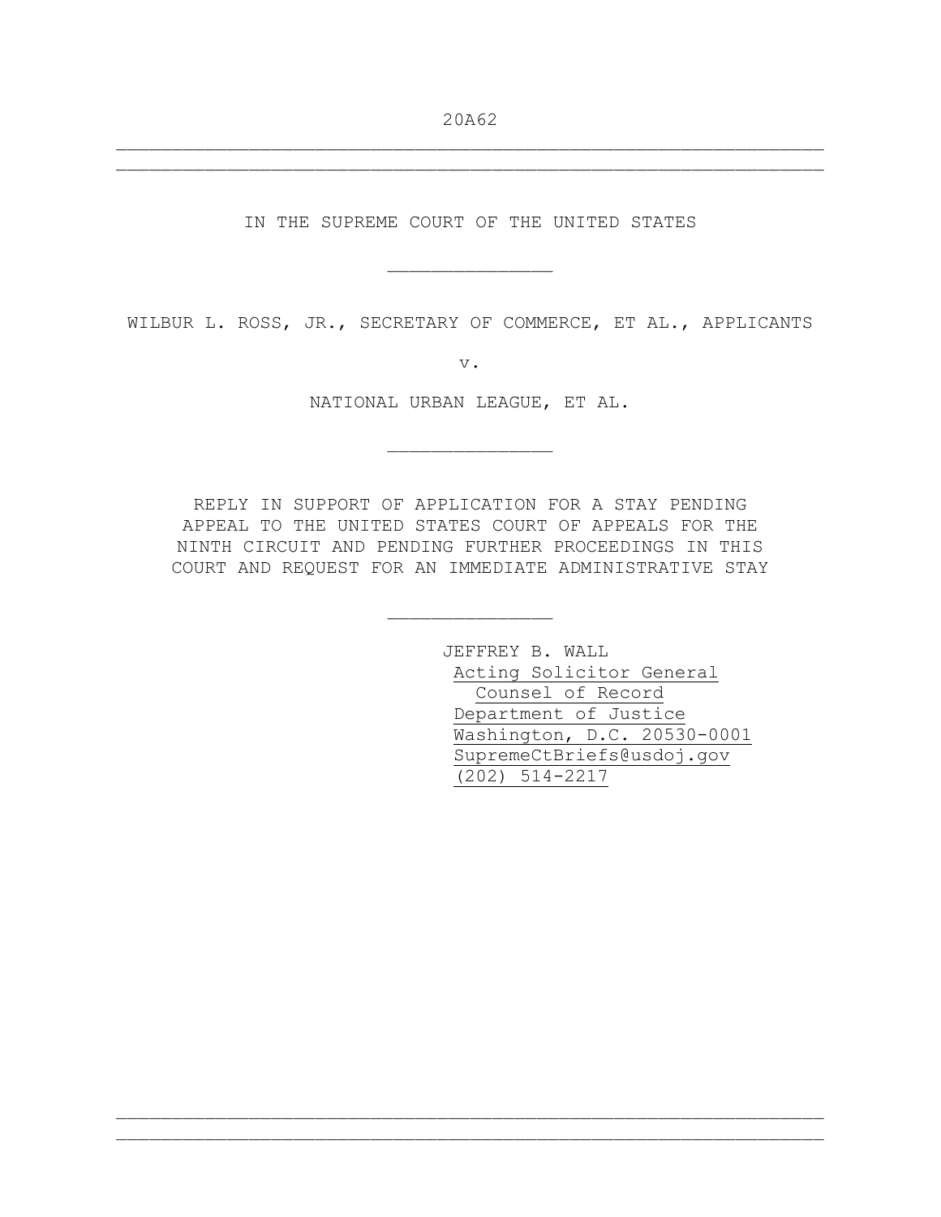20A62

IN THE SUPREME COURT OF THE UNITED STATES

WILBUR L. ROSS, JR., SECRETARY OF COMMERCE, ET AL., APPLICANTS

v.

NATIONAL URBAN LEAGUE, ET AL.

REPLY IN SUPPORT OF APPLICATION FOR A STAY PENDING APPEAL TO THE UNITED STATES COURT OF APPEALS FOR THE NINTH CIRCUIT AND PENDING FURTHER PROCEEDINGS IN THIS COURT AND REQUEST FOR AN IMMEDIATE ADMINISTRATIVE STAY

JEFFREY B. WALL
Acting Solicitor General
Counsel of Record
Department of Justice
Washington, D.C. 20530-0001
SupremeCtBriefs@usdoj.gov
(202) 514-2217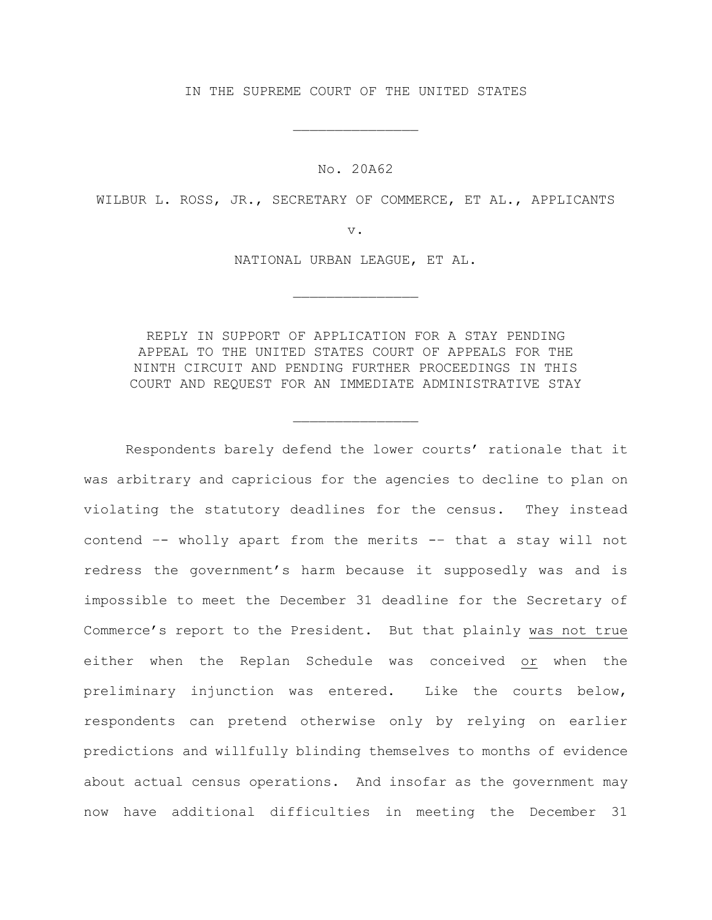IN THE SUPREME COURT OF THE UNITED STATES

---

No. 20A62

WILBUR L. ROSS, JR., SECRETARY OF COMMERCE, ET AL., APPLICANTS

v.

NATIONAL URBAN LEAGUE, ET AL.

---

REPLY IN SUPPORT OF APPLICATION FOR A STAY PENDING APPEAL TO THE UNITED STATES COURT OF APPEALS FOR THE NINTH CIRCUIT AND PENDING FURTHER PROCEEDINGS IN THIS COURT AND REQUEST FOR AN IMMEDIATE ADMINISTRATIVE STAY

---

Respondents barely defend the lower courts' rationale that it was arbitrary and capricious for the agencies to decline to plan on violating the statutory deadlines for the census. They instead contend -- wholly apart from the merits -- that a stay will not redress the government's harm because it supposedly was and is impossible to meet the December 31 deadline for the Secretary of Commerce's report to the President. But that plainly <u>was not true</u> either when the Replan Schedule was conceived <u>or</u> when the preliminary injunction was entered. Like the courts below, respondents can pretend otherwise only by relying on earlier predictions and willfully blinding themselves to months of evidence about actual census operations. And insofar as the government may now have additional difficulties in meeting the December 31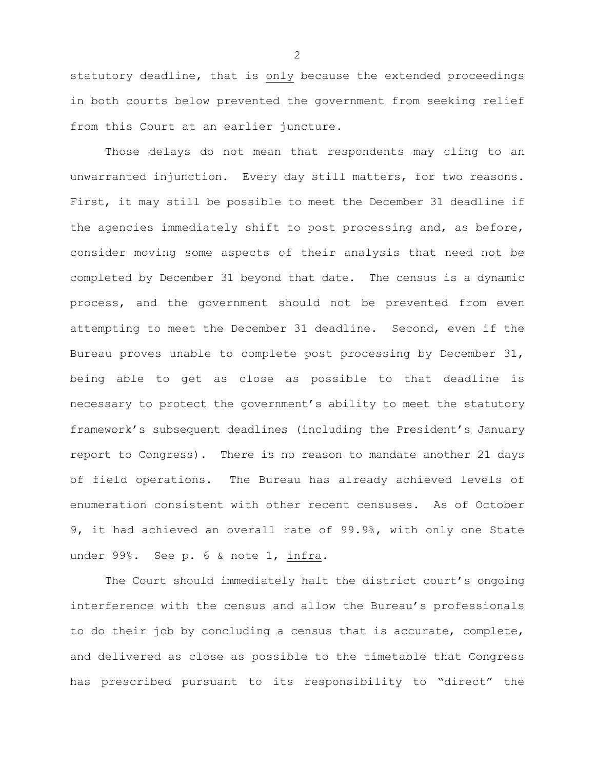statutory deadline, that is only because the extended proceedings in both courts below prevented the government from seeking relief from this Court at an earlier juncture.

Those delays do not mean that respondents may cling to an unwarranted injunction. Every day still matters, for two reasons. First, it may still be possible to meet the December 31 deadline if the agencies immediately shift to post processing and, as before, consider moving some aspects of their analysis that need not be completed by December 31 beyond that date. The census is a dynamic process, and the government should not be prevented from even attempting to meet the December 31 deadline. Second, even if the Bureau proves unable to complete post processing by December 31, being able to get as close as possible to that deadline is necessary to protect the government's ability to meet the statutory framework's subsequent deadlines (including the President's January report to Congress). There is no reason to mandate another 21 days of field operations. The Bureau has already achieved levels of enumeration consistent with other recent censuses. As of October 9, it had achieved an overall rate of 99.9%, with only one State under 99%. See p. 6 & note 1, infra.

The Court should immediately halt the district court's ongoing interference with the census and allow the Bureau's professionals to do their job by concluding a census that is accurate, complete, and delivered as close as possible to the timetable that Congress has prescribed pursuant to its responsibility to "direct" the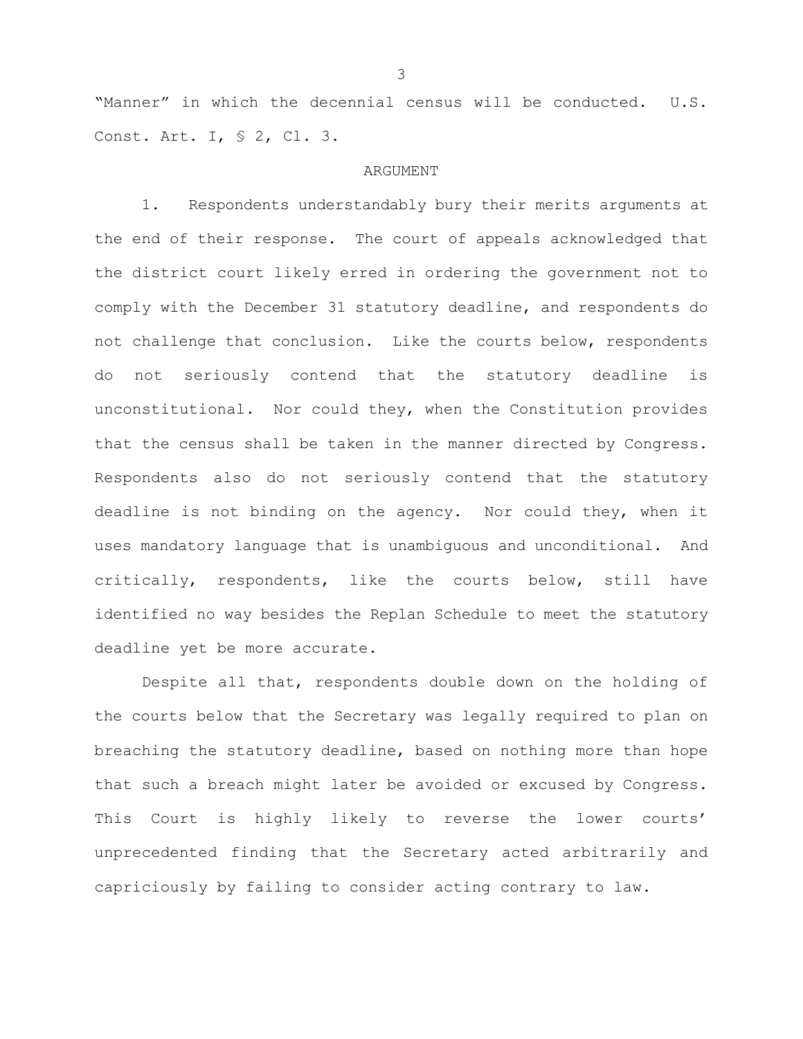"Manner" in which the decennial census will be conducted. U.S. Const. Art. I, § 2, Cl. 3.

## ARGUMENT

1. Respondents understandably bury their merits arguments at the end of their response. The court of appeals acknowledged that the district court likely erred in ordering the government not to comply with the December 31 statutory deadline, and respondents do not challenge that conclusion. Like the courts below, respondents do not seriously contend that the statutory deadline is unconstitutional. Nor could they, when the Constitution provides that the census shall be taken in the manner directed by Congress. Respondents also do not seriously contend that the statutory deadline is not binding on the agency. Nor could they, when it uses mandatory language that is unambiguous and unconditional. And critically, respondents, like the courts below, still have identified no way besides the Replan Schedule to meet the statutory deadline yet be more accurate.

Despite all that, respondents double down on the holding of the courts below that the Secretary was legally required to plan on breaching the statutory deadline, based on nothing more than hope that such a breach might later be avoided or excused by Congress. This Court is highly likely to reverse the lower courts' unprecedented finding that the Secretary acted arbitrarily and capriciously by failing to consider acting contrary to law.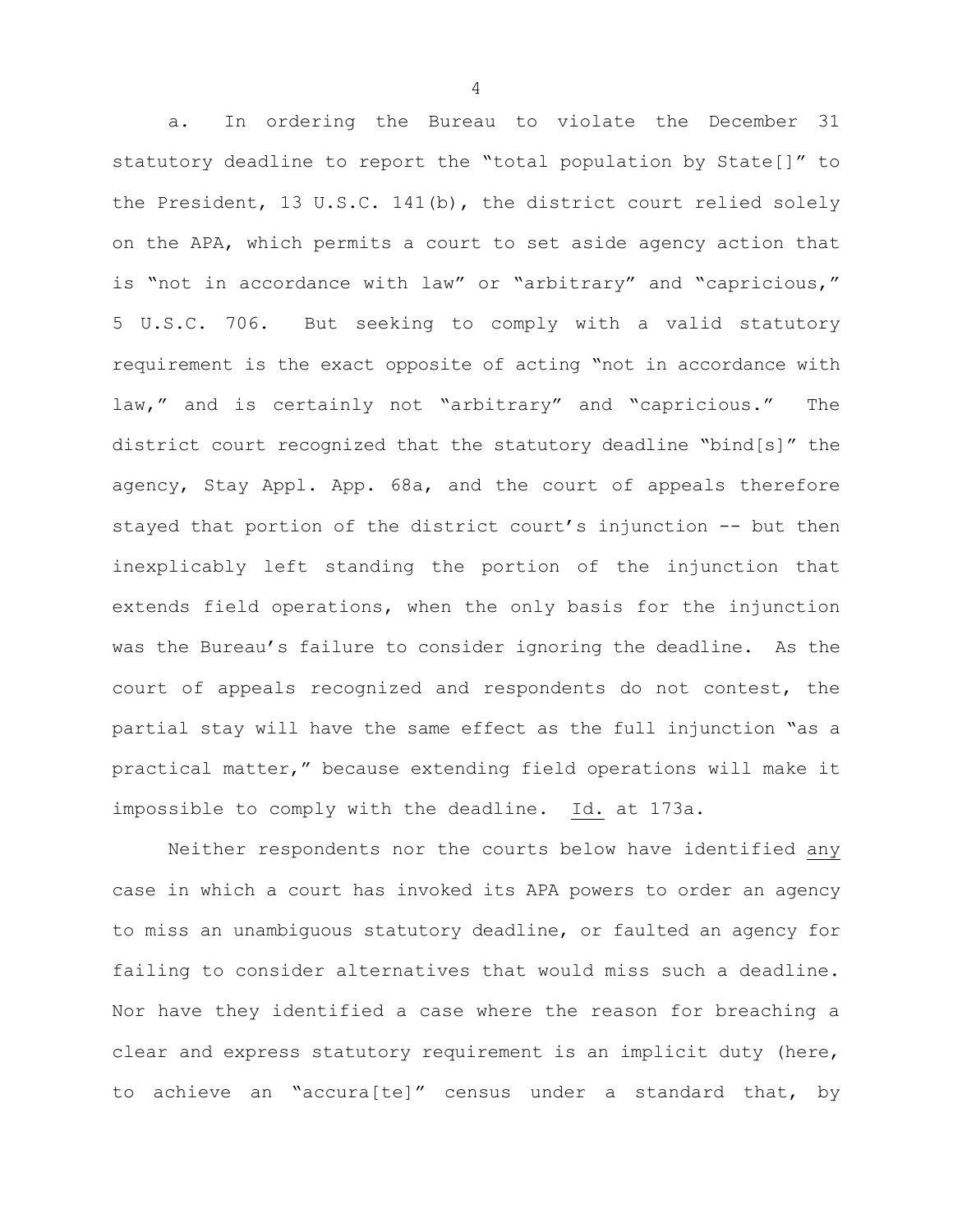a. In ordering the Bureau to violate the December 31 statutory deadline to report the "total population by State[]" to the President, 13 U.S.C. 141(b), the district court relied solely on the APA, which permits a court to set aside agency action that is "not in accordance with law" or "arbitrary" and "capricious," 5 U.S.C. 706. But seeking to comply with a valid statutory requirement is the exact opposite of acting "not in accordance with law," and is certainly not "arbitrary" and "capricious." The district court recognized that the statutory deadline "bind[s]" the agency, Stay Appl. App. 68a, and the court of appeals therefore stayed that portion of the district court's injunction -- but then inexplicably left standing the portion of the injunction that extends field operations, when the only basis for the injunction was the Bureau's failure to consider ignoring the deadline. As the court of appeals recognized and respondents do not contest, the partial stay will have the same effect as the full injunction "as a practical matter," because extending field operations will make it impossible to comply with the deadline. Id. at 173a.

Neither respondents nor the courts below have identified any case in which a court has invoked its APA powers to order an agency to miss an unambiguous statutory deadline, or faulted an agency for failing to consider alternatives that would miss such a deadline. Nor have they identified a case where the reason for breaching a clear and express statutory requirement is an implicit duty (here, to achieve an "accura[te]" census under a standard that, by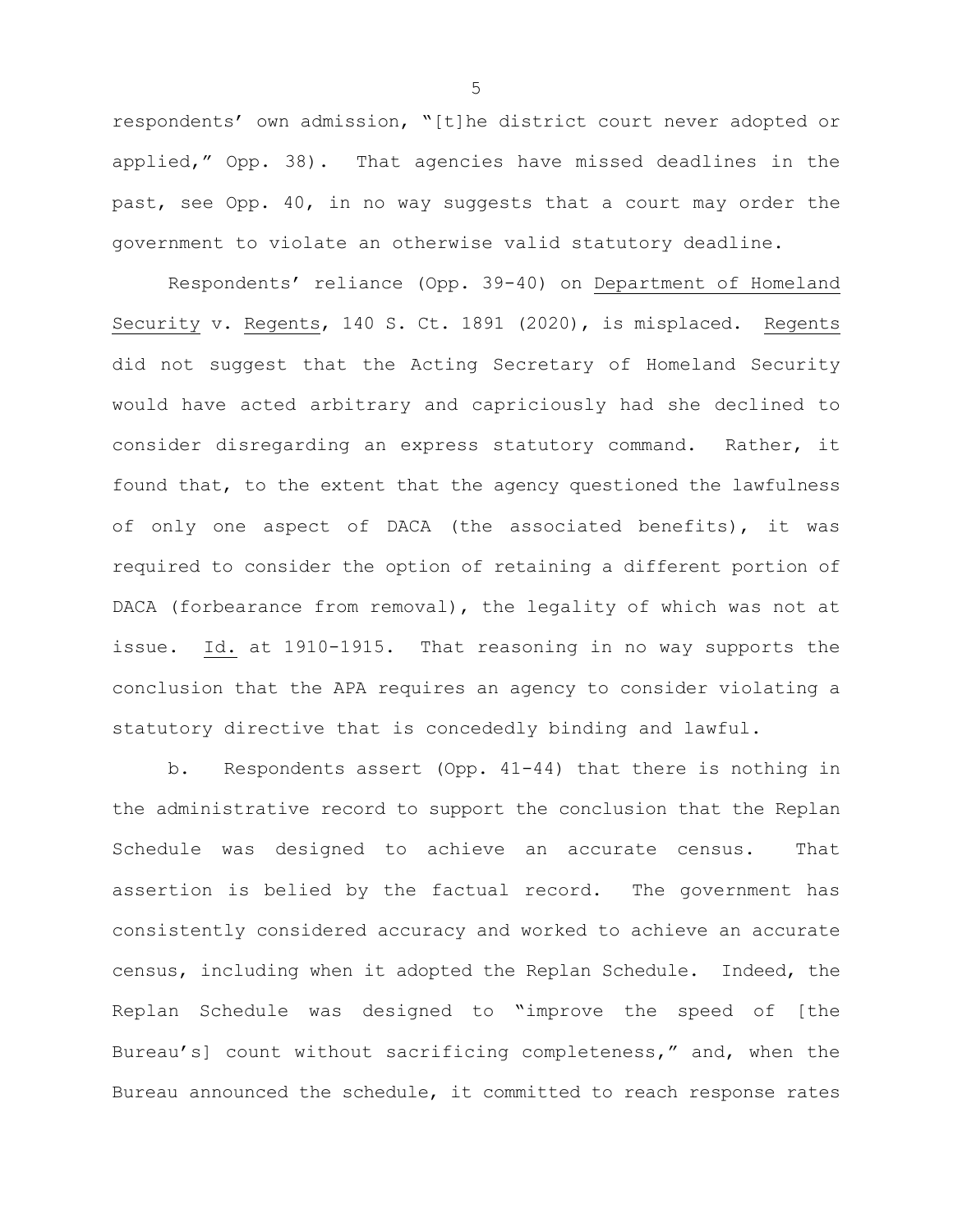respondents' own admission, "[t]he district court never adopted or applied," Opp. 38). That agencies have missed deadlines in the past, see Opp. 40, in no way suggests that a court may order the government to violate an otherwise valid statutory deadline.

Respondents' reliance (Opp. 39-40) on Department of Homeland Security v. Regents, 140 S. Ct. 1891 (2020), is misplaced. Regents did not suggest that the Acting Secretary of Homeland Security would have acted arbitrary and capriciously had she declined to consider disregarding an express statutory command. Rather, it found that, to the extent that the agency questioned the lawfulness of only one aspect of DACA (the associated benefits), it was required to consider the option of retaining a different portion of DACA (forbearance from removal), the legality of which was not at issue. Id. at 1910-1915. That reasoning in no way supports the conclusion that the APA requires an agency to consider violating a statutory directive that is concededly binding and lawful.

b. Respondents assert (Opp. 41-44) that there is nothing in the administrative record to support the conclusion that the Replan Schedule was designed to achieve an accurate census. That assertion is belied by the factual record. The government has consistently considered accuracy and worked to achieve an accurate census, including when it adopted the Replan Schedule. Indeed, the Replan Schedule was designed to "improve the speed of [the Bureau's] count without sacrificing completeness," and, when the Bureau announced the schedule, it committed to reach response rates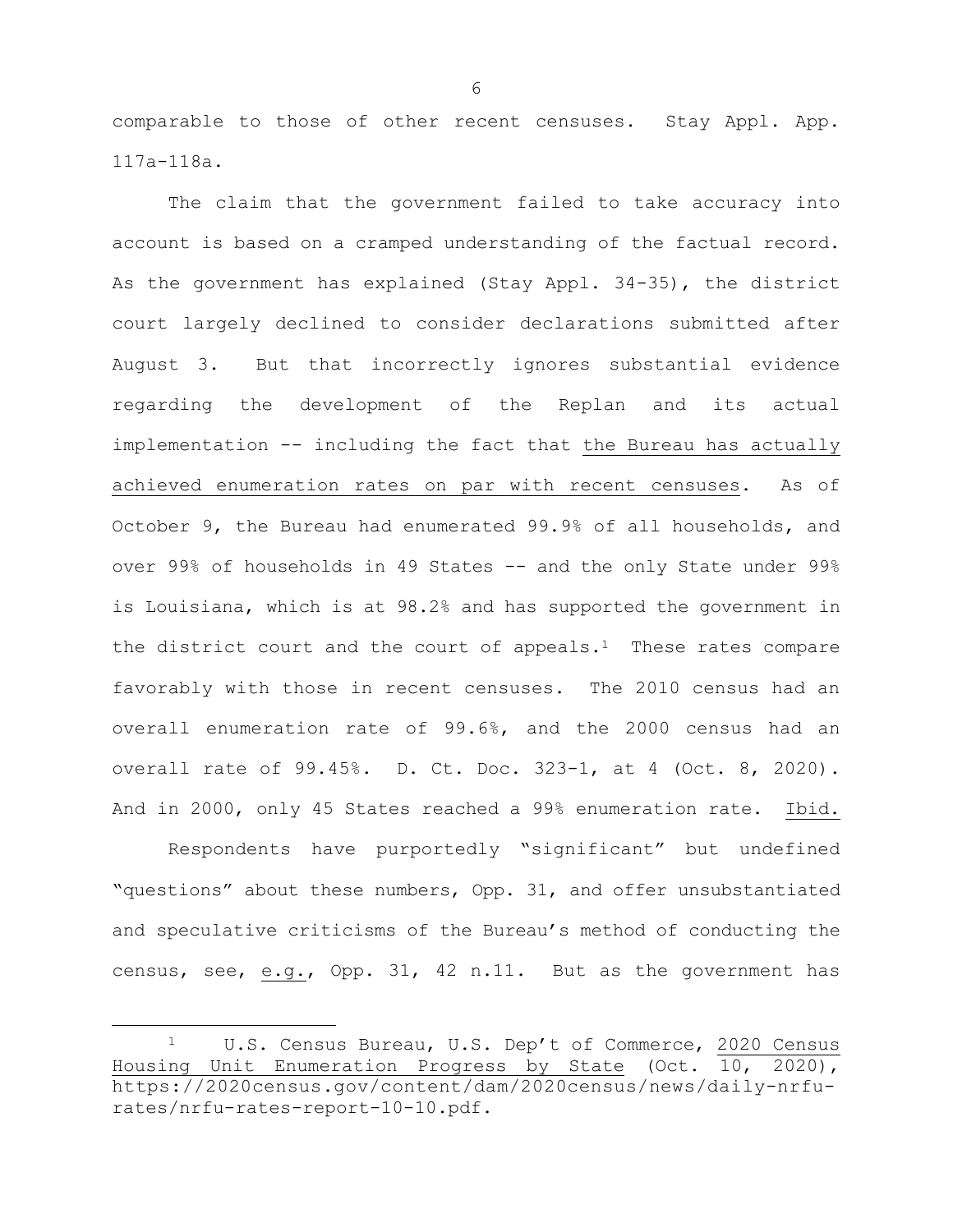comparable to those of other recent censuses. Stay Appl. App. 117a-118a.

The claim that the government failed to take accuracy into account is based on a cramped understanding of the factual record. As the government has explained (Stay Appl. 34-35), the district court largely declined to consider declarations submitted after August 3. But that incorrectly ignores substantial evidence regarding the development of the Replan and its actual implementation -- including the fact that the Bureau has actually achieved enumeration rates on par with recent censuses. As of October 9, the Bureau had enumerated 99.9% of all households, and over 99% of households in 49 States -- and the only State under 99% is Louisiana, which is at 98.2% and has supported the government in the district court and the court of appeals.[1] These rates compare favorably with those in recent censuses. The 2010 census had an overall enumeration rate of 99.6%, and the 2000 census had an overall rate of 99.45%. D. Ct. Doc. 323-1, at 4 (Oct. 8, 2020). And in 2000, only 45 States reached a 99% enumeration rate. *Ibid.*

Respondents have purportedly "significant" but undefined "questions" about these numbers, Opp. 31, and offer unsubstantiated and speculative criticisms of the Bureau's method of conducting the census, see, *e.g.*, Opp. 31, 42 n.11. But as the government has

---

[1] U.S. Census Bureau, U.S. Dep't of Commerce, *2020 Census Housing Unit Enumeration Progress by State* (Oct. 10, 2020), https://2020census.gov/content/dam/2020census/news/daily-nrfu-rates/nrfu-rates-report-10-10.pdf.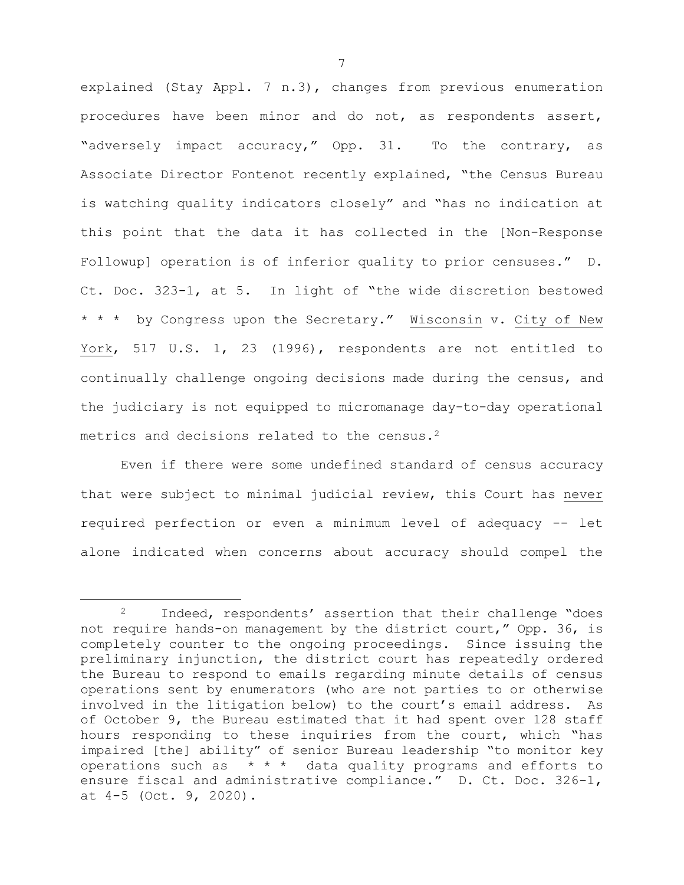explained (Stay Appl. 7 n.3), changes from previous enumeration procedures have been minor and do not, as respondents assert, "adversely impact accuracy," Opp. 31. To the contrary, as Associate Director Fontenot recently explained, "the Census Bureau is watching quality indicators closely" and "has no indication at this point that the data it has collected in the [Non-Response Followup] operation is of inferior quality to prior censuses." D. Ct. Doc. 323-1, at 5. In light of "the wide discretion bestowed * * * by Congress upon the Secretary." Wisconsin v. City of New York, 517 U.S. 1, 23 (1996), respondents are not entitled to continually challenge ongoing decisions made during the census, and the judiciary is not equipped to micromanage day-to-day operational metrics and decisions related to the census.[2]

Even if there were some undefined standard of census accuracy that were subject to minimal judicial review, this Court has never required perfection or even a minimum level of adequacy -- let alone indicated when concerns about accuracy should compel the

---

[2] Indeed, respondents' assertion that their challenge "does not require hands-on management by the district court," Opp. 36, is completely counter to the ongoing proceedings. Since issuing the preliminary injunction, the district court has repeatedly ordered the Bureau to respond to emails regarding minute details of census operations sent by enumerators (who are not parties to or otherwise involved in the litigation below) to the court's email address. As of October 9, the Bureau estimated that it had spent over 128 staff hours responding to these inquiries from the court, which "has impaired [the] ability" of senior Bureau leadership "to monitor key operations such as * * * data quality programs and efforts to ensure fiscal and administrative compliance." D. Ct. Doc. 326-1, at 4-5 (Oct. 9, 2020).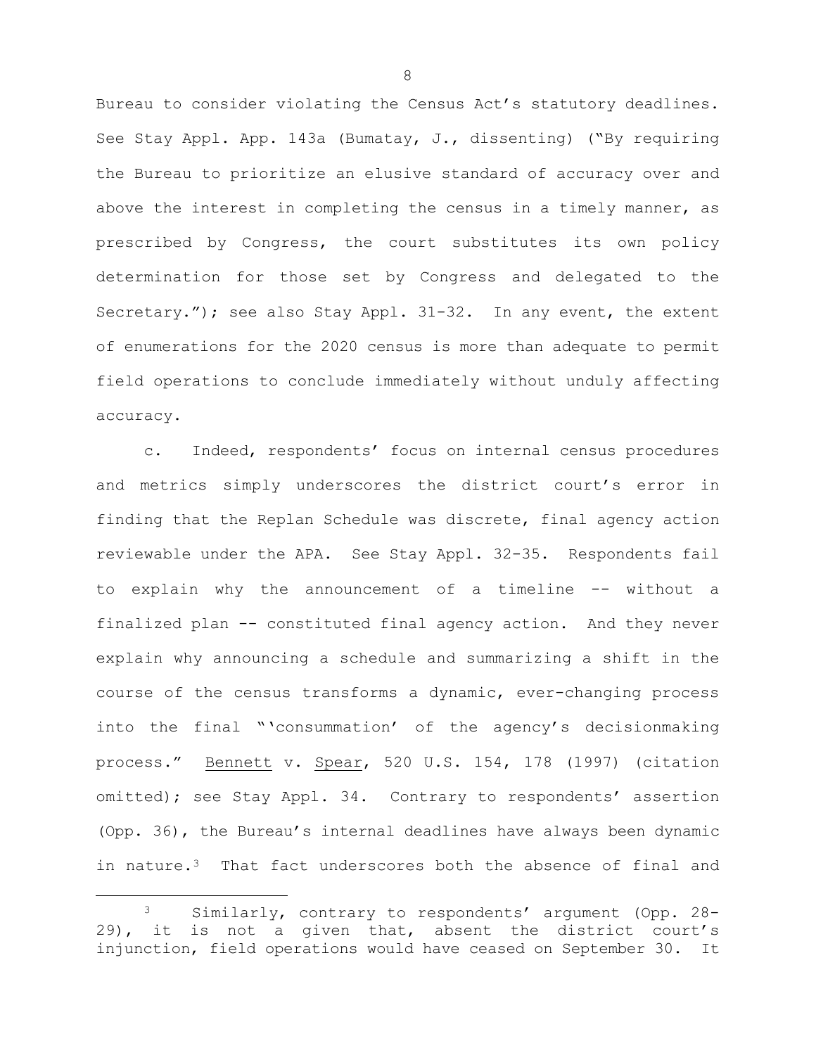Bureau to consider violating the Census Act's statutory deadlines. See Stay Appl. App. 143a (Bumatay, J., dissenting) ("By requiring the Bureau to prioritize an elusive standard of accuracy over and above the interest in completing the census in a timely manner, as prescribed by Congress, the court substitutes its own policy determination for those set by Congress and delegated to the Secretary."); see also Stay Appl. 31-32. In any event, the extent of enumerations for the 2020 census is more than adequate to permit field operations to conclude immediately without unduly affecting accuracy.

c. Indeed, respondents' focus on internal census procedures and metrics simply underscores the district court's error in finding that the Replan Schedule was discrete, final agency action reviewable under the APA. See Stay Appl. 32-35. Respondents fail to explain why the announcement of a timeline -- without a finalized plan -- constituted final agency action. And they never explain why announcing a schedule and summarizing a shift in the course of the census transforms a dynamic, ever-changing process into the final "'consummation' of the agency's decisionmaking process." Bennett v. Spear, 520 U.S. 154, 178 (1997) (citation omitted); see Stay Appl. 34. Contrary to respondents' assertion (Opp. 36), the Bureau's internal deadlines have always been dynamic in nature.[3] That fact underscores both the absence of final and

[3] Similarly, contrary to respondents' argument (Opp. 28-29), it is not a given that, absent the district court's injunction, field operations would have ceased on September 30. It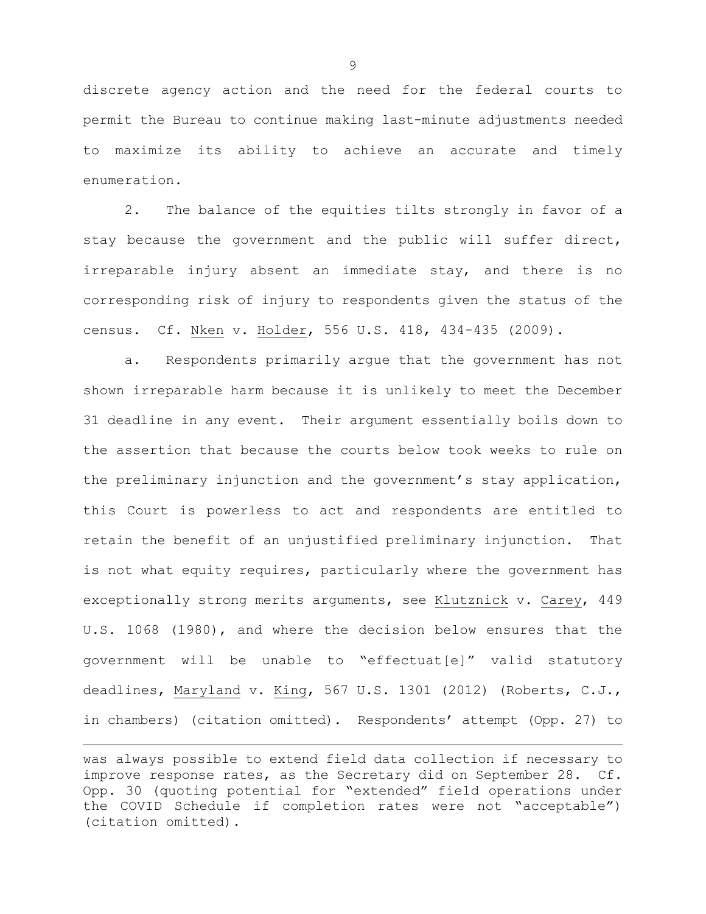discrete agency action and the need for the federal courts to permit the Bureau to continue making last-minute adjustments needed to maximize its ability to achieve an accurate and timely enumeration.

2. The balance of the equities tilts strongly in favor of a stay because the government and the public will suffer direct, irreparable injury absent an immediate stay, and there is no corresponding risk of injury to respondents given the status of the census. Cf. Nken v. Holder, 556 U.S. 418, 434-435 (2009).

a. Respondents primarily argue that the government has not shown irreparable harm because it is unlikely to meet the December 31 deadline in any event. Their argument essentially boils down to the assertion that because the courts below took weeks to rule on the preliminary injunction and the government's stay application, this Court is powerless to act and respondents are entitled to retain the benefit of an unjustified preliminary injunction. That is not what equity requires, particularly where the government has exceptionally strong merits arguments, see Klutznick v. Carey, 449 U.S. 1068 (1980), and where the decision below ensures that the government will be unable to "effectuat[e]" valid statutory deadlines, Maryland v. King, 567 U.S. 1301 (2012) (Roberts, C.J., in chambers) (citation omitted). Respondents' attempt (Opp. 27) to

---

was always possible to extend field data collection if necessary to improve response rates, as the Secretary did on September 28. Cf. Opp. 30 (quoting potential for "extended" field operations under the COVID Schedule if completion rates were not "acceptable") (citation omitted).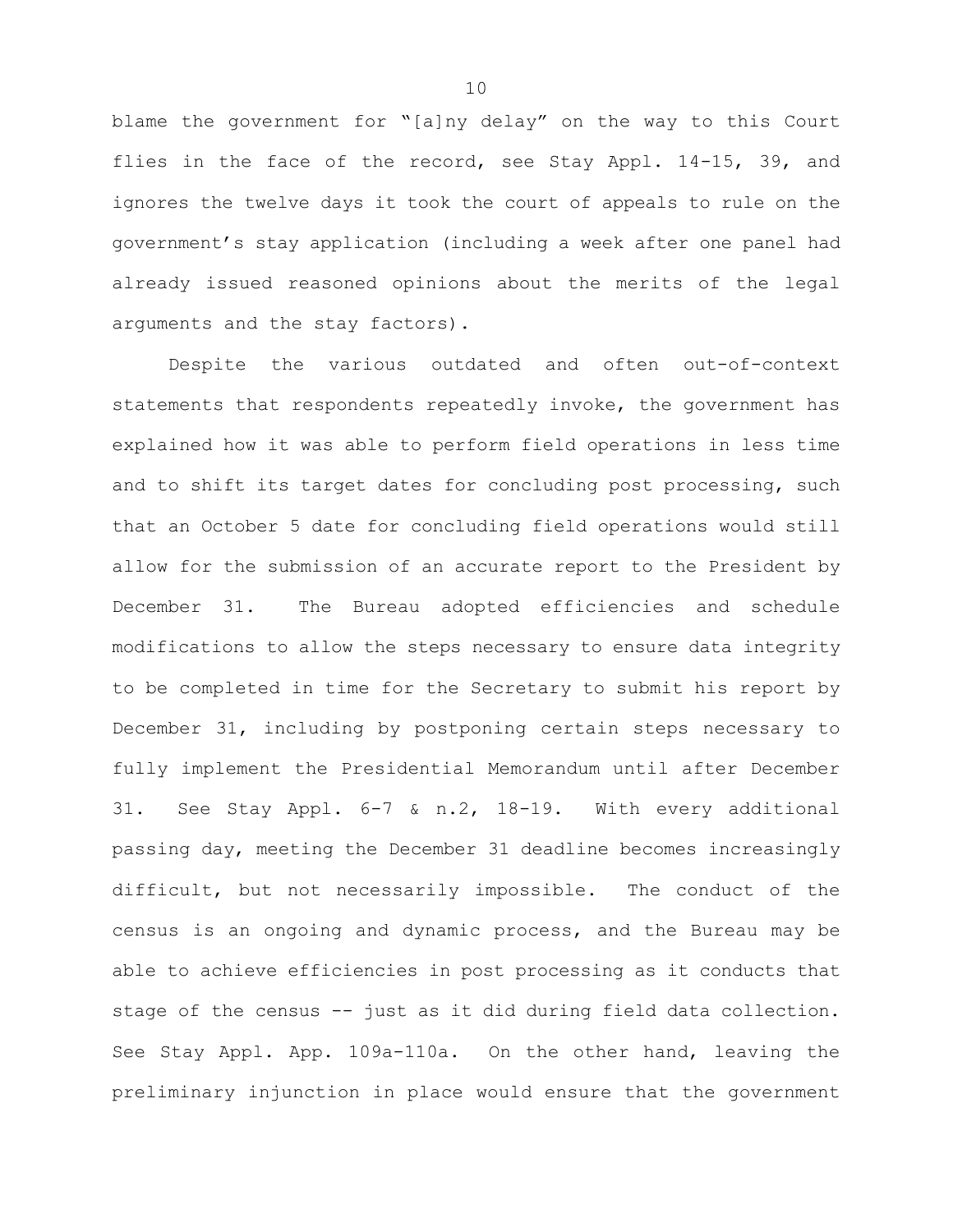blame the government for "[a]ny delay" on the way to this Court flies in the face of the record, see Stay Appl. 14-15, 39, and ignores the twelve days it took the court of appeals to rule on the government's stay application (including a week after one panel had already issued reasoned opinions about the merits of the legal arguments and the stay factors).

Despite the various outdated and often out-of-context statements that respondents repeatedly invoke, the government has explained how it was able to perform field operations in less time and to shift its target dates for concluding post processing, such that an October 5 date for concluding field operations would still allow for the submission of an accurate report to the President by December 31. The Bureau adopted efficiencies and schedule modifications to allow the steps necessary to ensure data integrity to be completed in time for the Secretary to submit his report by December 31, including by postponing certain steps necessary to fully implement the Presidential Memorandum until after December 31. See Stay Appl. 6-7 & n.2, 18-19. With every additional passing day, meeting the December 31 deadline becomes increasingly difficult, but not necessarily impossible. The conduct of the census is an ongoing and dynamic process, and the Bureau may be able to achieve efficiencies in post processing as it conducts that stage of the census -- just as it did during field data collection. See Stay Appl. App. 109a-110a. On the other hand, leaving the preliminary injunction in place would ensure that the government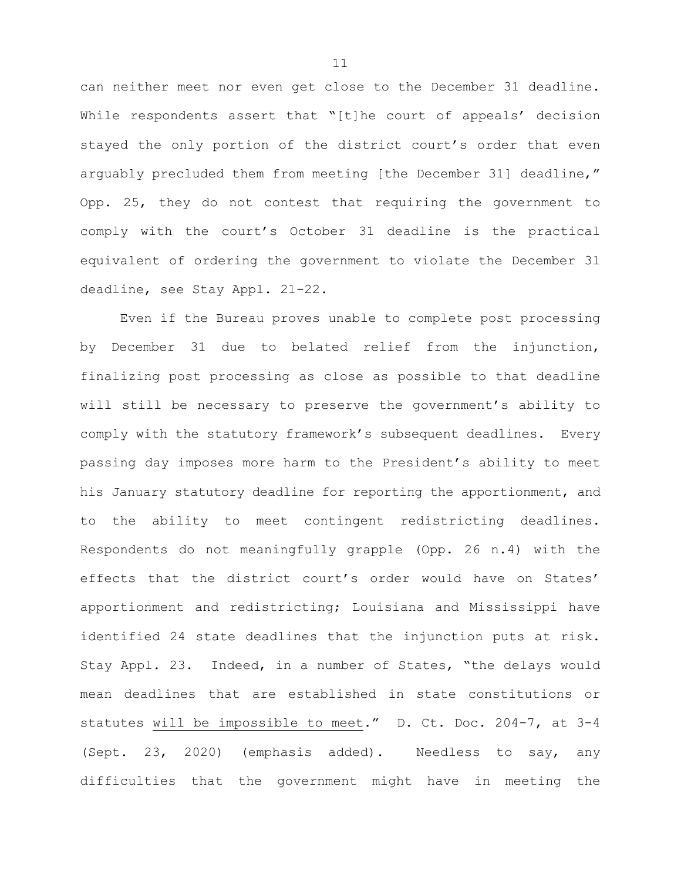can neither meet nor even get close to the December 31 deadline. While respondents assert that "[t]he court of appeals' decision stayed the only portion of the district court's order that even arguably precluded them from meeting [the December 31] deadline," Opp. 25, they do not contest that requiring the government to comply with the court's October 31 deadline is the practical equivalent of ordering the government to violate the December 31 deadline, see Stay Appl. 21-22.

Even if the Bureau proves unable to complete post processing by December 31 due to belated relief from the injunction, finalizing post processing as close as possible to that deadline will still be necessary to preserve the government's ability to comply with the statutory framework's subsequent deadlines. Every passing day imposes more harm to the President's ability to meet his January statutory deadline for reporting the apportionment, and to the ability to meet contingent redistricting deadlines. Respondents do not meaningfully grapple (Opp. 26 n.4) with the effects that the district court's order would have on States' apportionment and redistricting; Louisiana and Mississippi have identified 24 state deadlines that the injunction puts at risk. Stay Appl. 23. Indeed, in a number of States, "the delays would mean deadlines that are established in state constitutions or statutes <u>will be impossible to meet</u>." D. Ct. Doc. 204-7, at 3-4 (Sept. 23, 2020) (emphasis added). Needless to say, any difficulties that the government might have in meeting the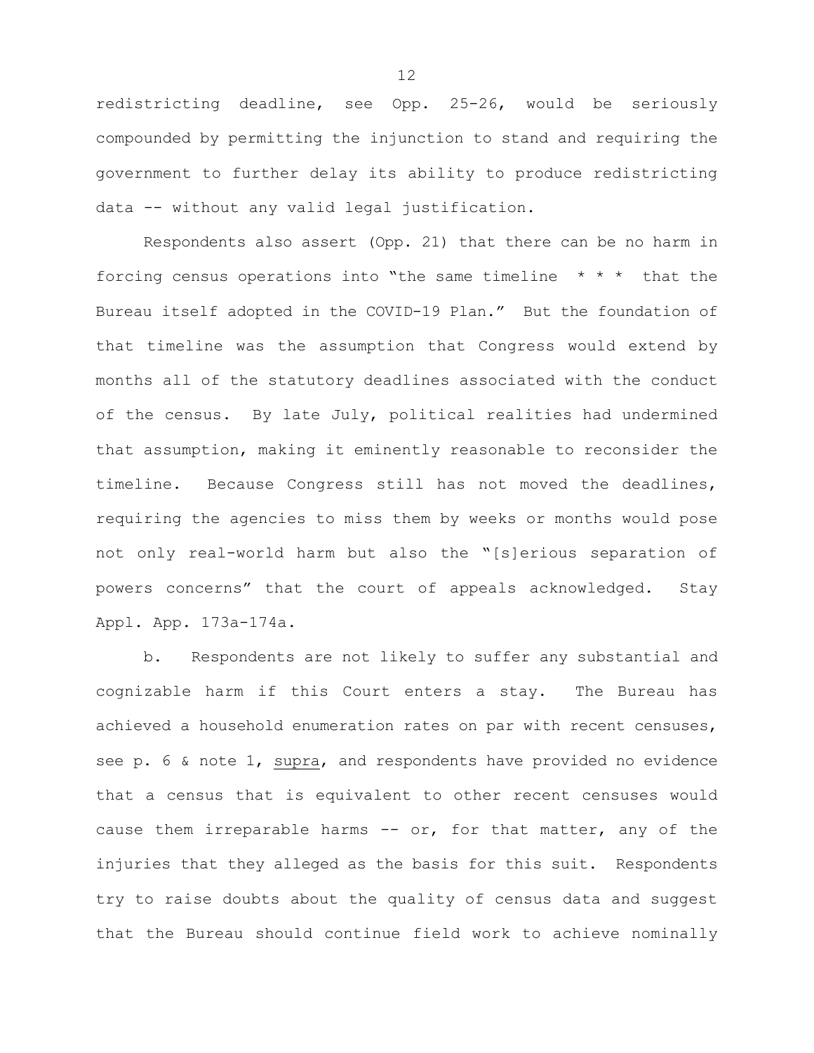redistricting deadline, see Opp. 25-26, would be seriously compounded by permitting the injunction to stand and requiring the government to further delay its ability to produce redistricting data -- without any valid legal justification.

Respondents also assert (Opp. 21) that there can be no harm in forcing census operations into "the same timeline * * * that the Bureau itself adopted in the COVID-19 Plan." But the foundation of that timeline was the assumption that Congress would extend by months all of the statutory deadlines associated with the conduct of the census. By late July, political realities had undermined that assumption, making it eminently reasonable to reconsider the timeline. Because Congress still has not moved the deadlines, requiring the agencies to miss them by weeks or months would pose not only real-world harm but also the "[s]erious separation of powers concerns" that the court of appeals acknowledged. Stay Appl. App. 173a-174a.

b. Respondents are not likely to suffer any substantial and cognizable harm if this Court enters a stay. The Bureau has achieved a household enumeration rates on par with recent censuses, see p. 6 & note 1, supra, and respondents have provided no evidence that a census that is equivalent to other recent censuses would cause them irreparable harms -- or, for that matter, any of the injuries that they alleged as the basis for this suit. Respondents try to raise doubts about the quality of census data and suggest that the Bureau should continue field work to achieve nominally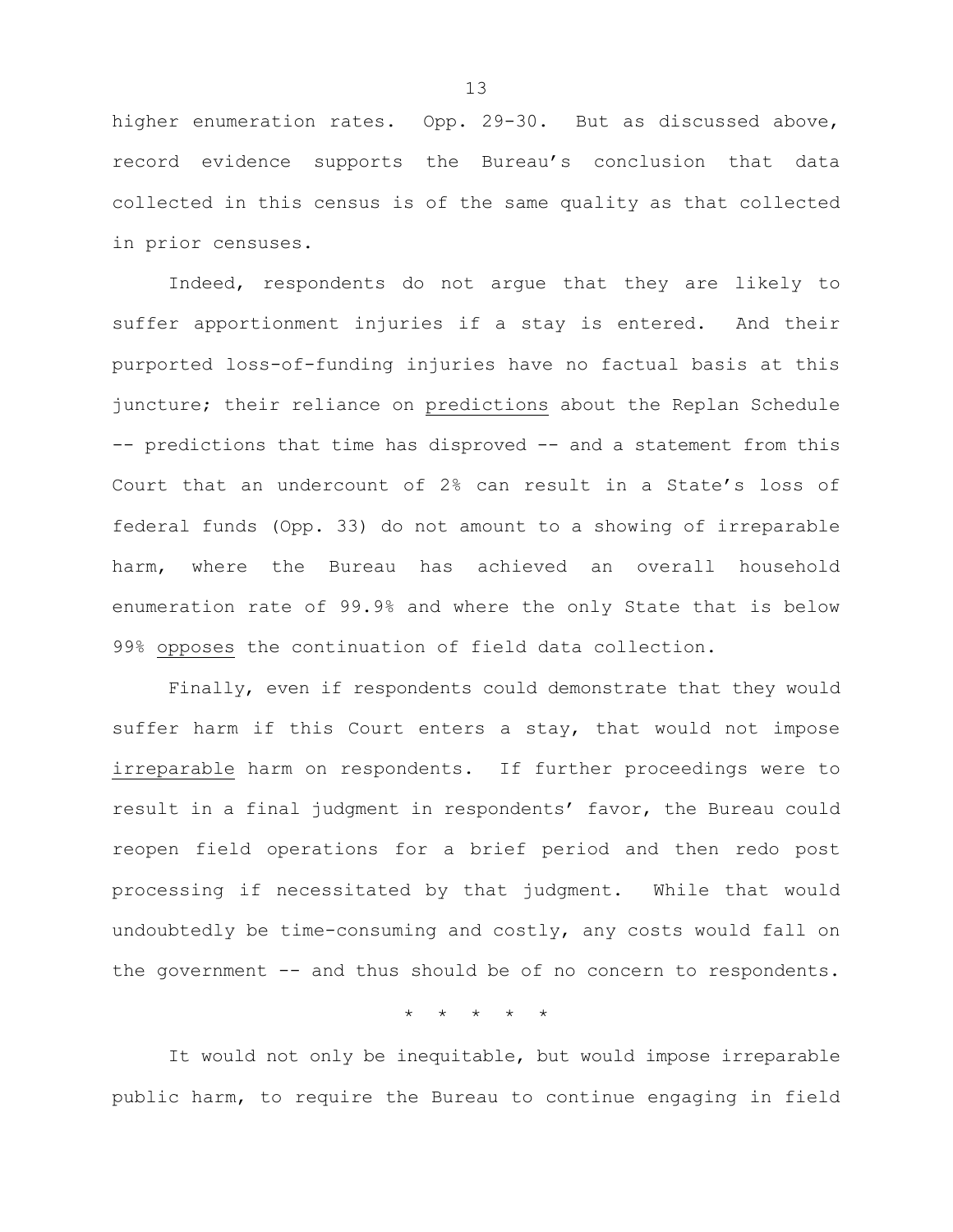higher enumeration rates. Opp. 29-30. But as discussed above, record evidence supports the Bureau's conclusion that data collected in this census is of the same quality as that collected in prior censuses.

Indeed, respondents do not argue that they are likely to suffer apportionment injuries if a stay is entered. And their purported loss-of-funding injuries have no factual basis at this juncture; their reliance on predictions about the Replan Schedule -- predictions that time has disproved -- and a statement from this Court that an undercount of 2% can result in a State's loss of federal funds (Opp. 33) do not amount to a showing of irreparable harm, where the Bureau has achieved an overall household enumeration rate of 99.9% and where the only State that is below 99% opposes the continuation of field data collection.

Finally, even if respondents could demonstrate that they would suffer harm if this Court enters a stay, that would not impose irreparable harm on respondents. If further proceedings were to result in a final judgment in respondents' favor, the Bureau could reopen field operations for a brief period and then redo post processing if necessitated by that judgment. While that would undoubtedly be time-consuming and costly, any costs would fall on the government -- and thus should be of no concern to respondents.

\* \* \* \* \*

It would not only be inequitable, but would impose irreparable public harm, to require the Bureau to continue engaging in field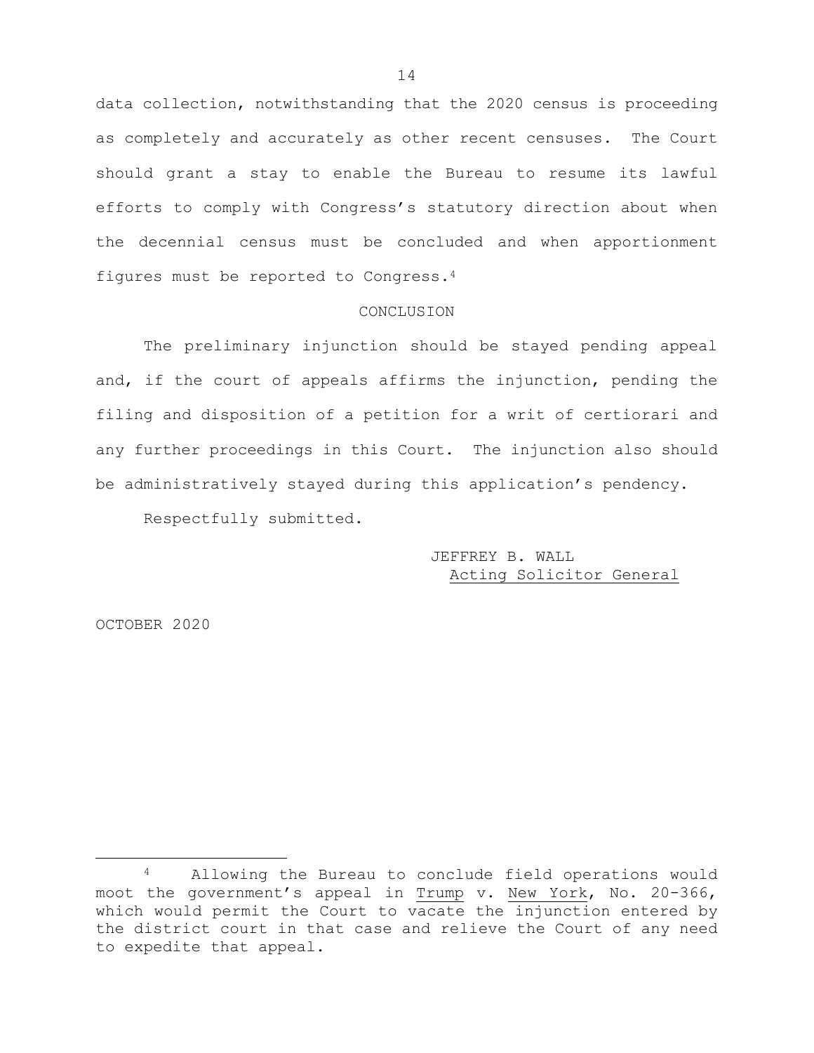data collection, notwithstanding that the 2020 census is proceeding as completely and accurately as other recent censuses. The Court should grant a stay to enable the Bureau to resume its lawful efforts to comply with Congress's statutory direction about when the decennial census must be concluded and when apportionment figures must be reported to Congress.[4]

## CONCLUSION

The preliminary injunction should be stayed pending appeal and, if the court of appeals affirms the injunction, pending the filing and disposition of a petition for a writ of certiorari and any further proceedings in this Court. The injunction also should be administratively stayed during this application's pendency.

Respectfully submitted.

JEFFREY B. WALL
Acting Solicitor General

OCTOBER 2020

---

[4] Allowing the Bureau to conclude field operations would moot the government's appeal in Trump v. New York, No. 20-366, which would permit the Court to vacate the injunction entered by the district court in that case and relieve the Court of any need to expedite that appeal.